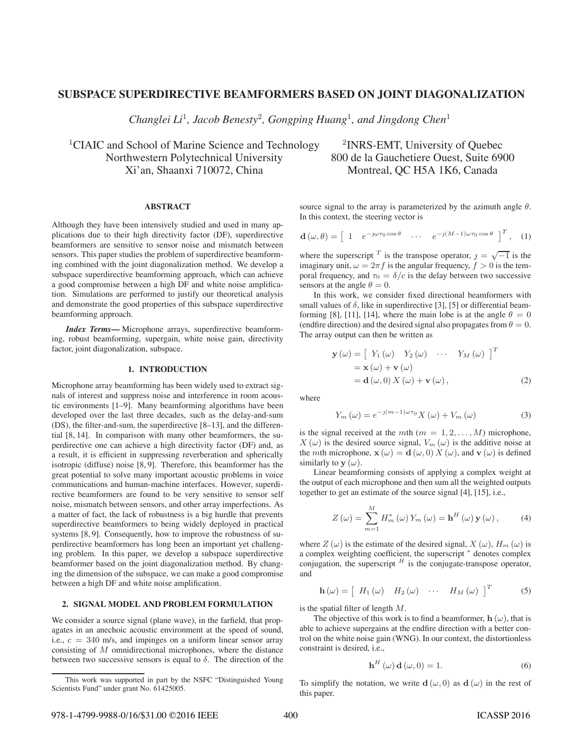# SUBSPACE SUPERDIRECTIVE BEAMFORMERS BASED ON JOINT DIAGONALIZATION

*Changlei Li*[1], *Jacob Benesty*[2], *Gongping Huang*[1], *and Jingdong Chen*[1]

[1]CIAIC and School of Marine Science and Technology
Northwestern Polytechnical University
Xi'an, Shaanxi 710072, China

[2]INRS-EMT, University of Quebec
800 de la Gauchetiere Ouest, Suite 6900
Montreal, QC H5A 1K6, Canada

## ABSTRACT

Although they have been intensively studied and used in many applications due to their high directivity factor (DF), superdirective beamformers are sensitive to sensor noise and mismatch between sensors. This paper studies the problem of superdirective beamforming combined with the joint diagonalization method. We develop a subspace superdirective beamforming approach, which can achieve a good compromise between a high DF and white noise amplification. Simulations are performed to justify our theoretical analysis and demonstrate the good properties of this subspace superdirective beamforming approach.

***Index Terms***— Microphone arrays, superdirective beamforming, robust beamforming, supergain, white noise gain, directivity factor, joint diagonalization, subspace.

## 1. INTRODUCTION

Microphone array beamforming has been widely used to extract signals of interest and suppress noise and interference in room acoustic environments [1–9]. Many beamforming algorithms have been developed over the last three decades, such as the delay-and-sum (DS), the filter-and-sum, the superdirective [8–13], and the differential [8, 14]. In comparison with many other beamformers, the superdirective one can achieve a high directivity factor (DF) and, as a result, it is efficient in suppressing reverberation and spherically isotropic (diffuse) noise [8, 9]. Therefore, this beamformer has the great potential to solve many important acoustic problems in voice communications and human-machine interfaces. However, superdirective beamformers are found to be very sensitive to sensor self noise, mismatch between sensors, and other array imperfections. As a matter of fact, the lack of robustness is a big hurdle that prevents superdirective beamformers to being widely deployed in practical systems [8, 9]. Consequently, how to improve the robustness of superdirective beamformers has long been an important yet challenging problem. In this paper, we develop a subspace superdirective beamformer based on the joint diagonalization method. By changing the dimension of the subspace, we can make a good compromise between a high DF and white noise amplification.

## 2. SIGNAL MODEL AND PROBLEM FORMULATION

We consider a source signal (plane wave), in the farfield, that propagates in an anechoic acoustic environment at the speed of sound, i.e., $c = 340$ m/s, and impinges on a uniform linear sensor array consisting of $M$ omnidirectional microphones, where the distance between two successive sensors is equal to $\delta$. The direction of the source signal to the array is parameterized by the azimuth angle $\theta$. In this context, the steering vector is

$$\mathbf{d}(\omega, \theta) = \begin{bmatrix} 1 & e^{-\jmath\omega\tau_0 \cos\theta} & \cdots & e^{-\jmath(M-1)\omega\tau_0 \cos\theta} \end{bmatrix}^T, \quad (1)$$

where the superscript $^T$ is the transpose operator, $\jmath = \sqrt{-1}$ is the imaginary unit, $\omega = 2\pi f$ is the angular frequency, $f > 0$ is the temporal frequency, and $\tau_0 = \delta/c$ is the delay between two successive sensors at the angle $\theta = 0$.

In this work, we consider fixed directional beamformers with small values of $\delta$, like in superdirective [3], [5] or differential beamforming [8], [11], [14], where the main lobe is at the angle $\theta = 0$ (endfire direction) and the desired signal also propagates from $\theta = 0$. The array output can then be written as

$$\begin{aligned} \mathbf{y}(\omega) &= \begin{bmatrix} Y_1(\omega) & Y_2(\omega) & \cdots & Y_M(\omega) \end{bmatrix}^T \\ &= \mathbf{x}(\omega) + \mathbf{v}(\omega) \\ &= \mathbf{d}(\omega, 0) X(\omega) + \mathbf{v}(\omega), \end{aligned} \quad (2)$$

where

$$Y_m(\omega) = e^{-\jmath(m-1)\omega\tau_0} X(\omega) + V_m(\omega) \quad (3)$$

is the signal received at the $m$th ($m = 1, 2, \ldots, M$) microphone, $X(\omega)$ is the desired source signal, $V_m(\omega)$ is the additive noise at the $m$th microphone, $\mathbf{x}(\omega) = \mathbf{d}(\omega, 0) X(\omega)$, and $\mathbf{v}(\omega)$ is defined similarly to $\mathbf{y}(\omega)$.

Linear beamforming consists of applying a complex weight at the output of each microphone and then sum all the weighted outputs together to get an estimate of the source signal [4], [15], i.e.,

$$Z(\omega) = \sum_{m=1}^{M} H_m^*(\omega) Y_m(\omega) = \mathbf{h}^H(\omega) \mathbf{y}(\omega), \quad (4)$$

where $Z(\omega)$ is the estimate of the desired signal, $X(\omega)$, $H_m(\omega)$ is a complex weighting coefficient, the superscript $^*$ denotes complex conjugation, the superscript $^H$ is the conjugate-transpose operator, and

$$\mathbf{h}(\omega) = \begin{bmatrix} H_1(\omega) & H_2(\omega) & \cdots & H_M(\omega) \end{bmatrix}^T \quad (5)$$

is the spatial filter of length $M$.

The objective of this work is to find a beamformer, $\mathbf{h}(\omega)$, that is able to achieve supergains at the endfire direction with a better control on the white noise gain (WNG). In our context, the distortionless constraint is desired, i.e.,

$$\mathbf{h}^H(\omega) \mathbf{d}(\omega, 0) = 1. \quad (6)$$

To simplify the notation, we write $\mathbf{d}(\omega, 0)$ as $\mathbf{d}(\omega)$ in the rest of this paper.

This work was supported in part by the NSFC "Distinguished Young Scientists Fund" under grant No. 61425005.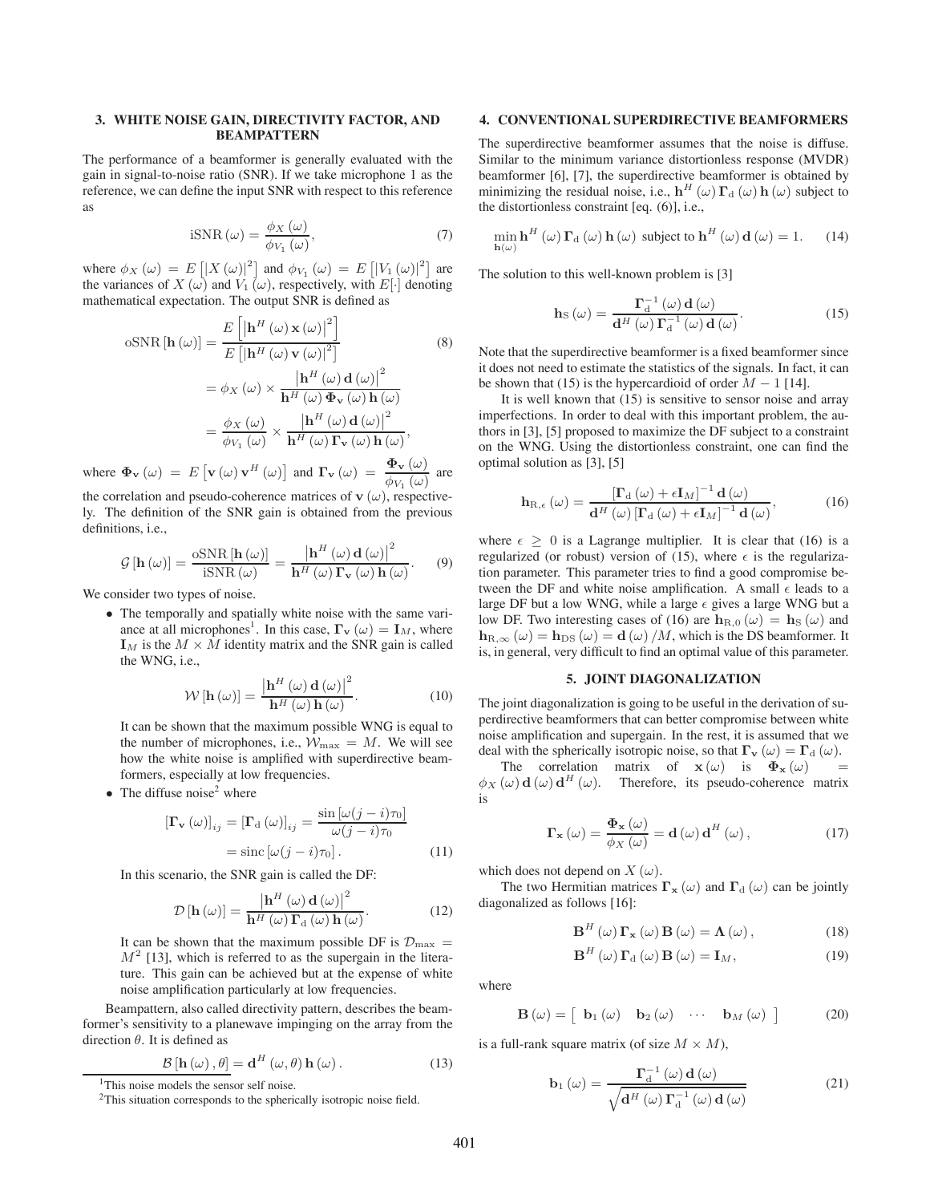## 3. WHITE NOISE GAIN, DIRECTIVITY FACTOR, AND BEAMPATTERN

The performance of a beamformer is generally evaluated with the gain in signal-to-noise ratio (SNR). If we take microphone 1 as the reference, we can define the input SNR with respect to this reference as

$$\text{iSNR}(\omega) = \frac{\phi_X(\omega)}{\phi_{V_1}(\omega)}, \tag{7}$$

where $\phi_X(\omega) = E\left[|X(\omega)|^2\right]$ and $\phi_{V_1}(\omega) = E\left[|V_1(\omega)|^2\right]$ are the variances of $X(\omega)$ and $V_1(\omega)$, respectively, with $E[\cdot]$ denoting mathematical expectation. The output SNR is defined as

$$\begin{aligned}
\text{oSNR}[\mathbf{h}(\omega)] &= \frac{E\left[\left|\mathbf{h}^H(\omega)\mathbf{x}(\omega)\right|^2\right]}{E\left[\left|\mathbf{h}^H(\omega)\mathbf{v}(\omega)\right|^2\right]} \\
&= \phi_X(\omega) \times \frac{\left|\mathbf{h}^H(\omega)\mathbf{d}(\omega)\right|^2}{\mathbf{h}^H(\omega)\boldsymbol{\Phi}_{\mathbf{v}}(\omega)\mathbf{h}(\omega)} \\
&= \frac{\phi_X(\omega)}{\phi_{V_1}(\omega)} \times \frac{\left|\mathbf{h}^H(\omega)\mathbf{d}(\omega)\right|^2}{\mathbf{h}^H(\omega)\boldsymbol{\Gamma}_{\mathbf{v}}(\omega)\mathbf{h}(\omega)},
\end{aligned} \tag{8}$$

where $\boldsymbol{\Phi}_{\mathbf{v}}(\omega) = E\left[\mathbf{v}(\omega)\mathbf{v}^H(\omega)\right]$ and $\boldsymbol{\Gamma}_{\mathbf{v}}(\omega) = \dfrac{\boldsymbol{\Phi}_{\mathbf{v}}(\omega)}{\phi_{V_1}(\omega)}$ are the correlation and pseudo-coherence matrices of $\mathbf{v}(\omega)$, respectively. The definition of the SNR gain is obtained from the previous definitions, i.e.,

$$\mathcal{G}[\mathbf{h}(\omega)] = \frac{\text{oSNR}[\mathbf{h}(\omega)]}{\text{iSNR}(\omega)} = \frac{\left|\mathbf{h}^H(\omega)\mathbf{d}(\omega)\right|^2}{\mathbf{h}^H(\omega)\boldsymbol{\Gamma}_{\mathbf{v}}(\omega)\mathbf{h}(\omega)}. \tag{9}$$

We consider two types of noise.

- The temporally and spatially white noise with the same variance at all microphones[1]. In this case, $\boldsymbol{\Gamma}_{\mathbf{v}}(\omega) = \mathbf{I}_M$, where $\mathbf{I}_M$ is the $M \times M$ identity matrix and the SNR gain is called the WNG, i.e.,

$$\mathcal{W}[\mathbf{h}(\omega)] = \frac{\left|\mathbf{h}^H(\omega)\mathbf{d}(\omega)\right|^2}{\mathbf{h}^H(\omega)\mathbf{h}(\omega)}. \tag{10}$$

  It can be shown that the maximum possible WNG is equal to the number of microphones, i.e., $\mathcal{W}_{\max} = M$. We will see how the white noise is amplified with superdirective beamformers, especially at low frequencies.

- The diffuse noise[2] where

$$\begin{aligned}
\left[\boldsymbol{\Gamma}_{\mathbf{v}}(\omega)\right]_{ij} = \left[\boldsymbol{\Gamma}_{\text{d}}(\omega)\right]_{ij} &= \frac{\sin[\omega(j-i)\tau_0]}{\omega(j-i)\tau_0} \\
&= \text{sinc}[\omega(j-i)\tau_0].
\end{aligned} \tag{11}$$

  In this scenario, the SNR gain is called the DF:

$$\mathcal{D}[\mathbf{h}(\omega)] = \frac{\left|\mathbf{h}^H(\omega)\mathbf{d}(\omega)\right|^2}{\mathbf{h}^H(\omega)\boldsymbol{\Gamma}_{\text{d}}(\omega)\mathbf{h}(\omega)}. \tag{12}$$

  It can be shown that the maximum possible DF is $\mathcal{D}_{\max} = M^2$ [13], which is referred to as the supergain in the literature. This gain can be achieved but at the expense of white noise amplification particularly at low frequencies.

Beampattern, also called directivity pattern, describes the beamformer's sensitivity to a planewave impinging on the array from the direction $\theta$. It is defined as

$$\mathcal{B}[\mathbf{h}(\omega), \theta] = \mathbf{d}^H(\omega, \theta)\mathbf{h}(\omega). \tag{13}$$

[1] This noise models the sensor self noise.

[2] This situation corresponds to the spherically isotropic noise field.

## 4. CONVENTIONAL SUPERDIRECTIVE BEAMFORMERS

The superdirective beamformer assumes that the noise is diffuse. Similar to the minimum variance distortionless response (MVDR) beamformer [6], [7], the superdirective beamformer is obtained by minimizing the residual noise, i.e., $\mathbf{h}^H(\omega)\boldsymbol{\Gamma}_{\text{d}}(\omega)\mathbf{h}(\omega)$ subject to the distortionless constraint [eq. (6)], i.e.,

$$\min_{\mathbf{h}(\omega)} \mathbf{h}^H(\omega)\boldsymbol{\Gamma}_{\text{d}}(\omega)\mathbf{h}(\omega) \text{ subject to } \mathbf{h}^H(\omega)\mathbf{d}(\omega) = 1. \tag{14}$$

The solution to this well-known problem is [3]

$$\mathbf{h}_{\text{S}}(\omega) = \frac{\boldsymbol{\Gamma}_{\text{d}}^{-1}(\omega)\mathbf{d}(\omega)}{\mathbf{d}^H(\omega)\boldsymbol{\Gamma}_{\text{d}}^{-1}(\omega)\mathbf{d}(\omega)}. \tag{15}$$

Note that the superdirective beamformer is a fixed beamformer since it does not need to estimate the statistics of the signals. In fact, it can be shown that (15) is the hypercardioid of order $M-1$ [14].

It is well known that (15) is sensitive to sensor noise and array imperfections. In order to deal with this important problem, the authors in [3], [5] proposed to maximize the DF subject to a constraint on the WNG. Using the distortionless constraint, one can find the optimal solution as [3], [5]

$$\mathbf{h}_{\text{R},\epsilon}(\omega) = \frac{\left[\boldsymbol{\Gamma}_{\text{d}}(\omega) + \epsilon\mathbf{I}_M\right]^{-1}\mathbf{d}(\omega)}{\mathbf{d}^H(\omega)\left[\boldsymbol{\Gamma}_{\text{d}}(\omega) + \epsilon\mathbf{I}_M\right]^{-1}\mathbf{d}(\omega)}, \tag{16}$$

where $\epsilon \geq 0$ is a Lagrange multiplier. It is clear that (16) is a regularized (or robust) version of (15), where $\epsilon$ is the regularization parameter. This parameter tries to find a good compromise between the DF and white noise amplification. A small $\epsilon$ leads to a large DF but a low WNG, while a large $\epsilon$ gives a large WNG but a low DF. Two interesting cases of (16) are $\mathbf{h}_{\text{R},0}(\omega) = \mathbf{h}_{\text{S}}(\omega)$ and $\mathbf{h}_{\text{R},\infty}(\omega) = \mathbf{h}_{\text{DS}}(\omega) = \mathbf{d}(\omega)/M$, which is the DS beamformer. It is, in general, very difficult to find an optimal value of this parameter.

## 5. JOINT DIAGONALIZATION

The joint diagonalization is going to be useful in the derivation of superdirective beamformers that can better compromise between white noise amplification and supergain. In the rest, it is assumed that we deal with the spherically isotropic noise, so that $\boldsymbol{\Gamma}_{\mathbf{v}}(\omega) = \boldsymbol{\Gamma}_{\text{d}}(\omega)$.

The correlation matrix of $\mathbf{x}(\omega)$ is $\boldsymbol{\Phi}_{\mathbf{x}}(\omega) = \phi_X(\omega)\mathbf{d}(\omega)\mathbf{d}^H(\omega)$. Therefore, its pseudo-coherence matrix is

$$\boldsymbol{\Gamma}_{\mathbf{x}}(\omega) = \frac{\boldsymbol{\Phi}_{\mathbf{x}}(\omega)}{\phi_X(\omega)} = \mathbf{d}(\omega)\mathbf{d}^H(\omega), \tag{17}$$

which does not depend on $X(\omega)$.

The two Hermitian matrices $\boldsymbol{\Gamma}_{\mathbf{x}}(\omega)$ and $\boldsymbol{\Gamma}_{\text{d}}(\omega)$ can be jointly diagonalized as follows [16]:

$$\mathbf{B}^H(\omega)\boldsymbol{\Gamma}_{\mathbf{x}}(\omega)\mathbf{B}(\omega) = \boldsymbol{\Lambda}(\omega), \tag{18}$$

$$\mathbf{B}^H(\omega)\boldsymbol{\Gamma}_{\text{d}}(\omega)\mathbf{B}(\omega) = \mathbf{I}_M, \tag{19}$$

where

$$\mathbf{B}(\omega) = \begin{bmatrix} \mathbf{b}_1(\omega) & \mathbf{b}_2(\omega) & \cdots & \mathbf{b}_M(\omega) \end{bmatrix} \tag{20}$$

is a full-rank square matrix (of size $M \times M$),

$$\mathbf{b}_1(\omega) = \frac{\boldsymbol{\Gamma}_{\text{d}}^{-1}(\omega)\mathbf{d}(\omega)}{\sqrt{\mathbf{d}^H(\omega)\boldsymbol{\Gamma}_{\text{d}}^{-1}(\omega)\mathbf{d}(\omega)}} \tag{21}$$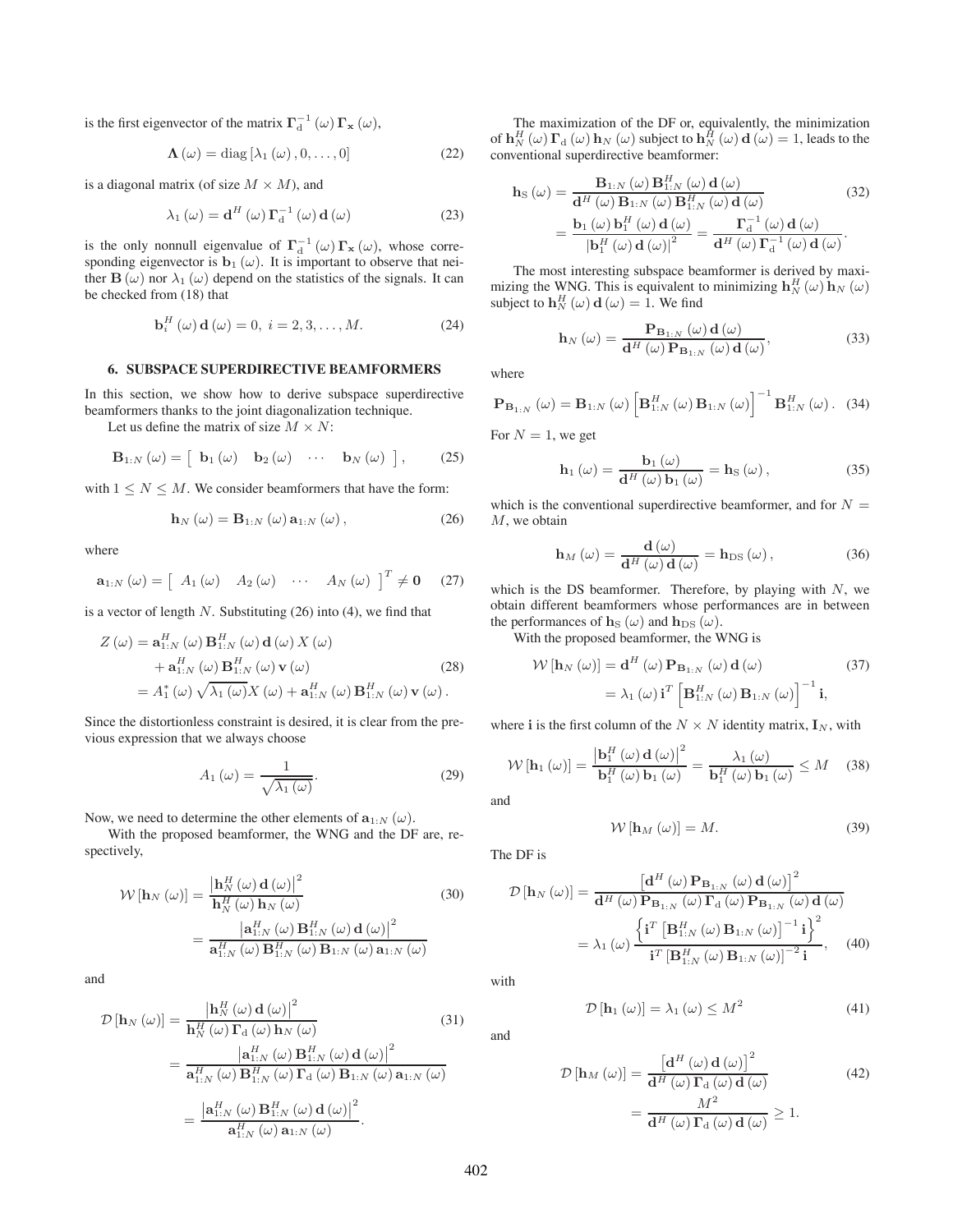is the first eigenvector of the matrix $\mathbf{\Gamma}_{\rm d}^{-1}(\omega)\mathbf{\Gamma}_{\mathbf{x}}(\omega)$,

$$\mathbf{\Lambda}(\omega) = \text{diag}\left[\lambda_1(\omega), 0, \ldots, 0\right] \tag{22}$$

is a diagonal matrix (of size $M \times M$), and

$$\lambda_1(\omega) = \mathbf{d}^H(\omega)\mathbf{\Gamma}_{\rm d}^{-1}(\omega)\mathbf{d}(\omega) \tag{23}$$

is the only nonnull eigenvalue of $\mathbf{\Gamma}_{\rm d}^{-1}(\omega)\mathbf{\Gamma}_{\mathbf{x}}(\omega)$, whose corresponding eigenvector is $\mathbf{b}_1(\omega)$. It is important to observe that neither $\mathbf{B}(\omega)$ nor $\lambda_1(\omega)$ depend on the statistics of the signals. It can be checked from (18) that

$$\mathbf{b}_i^H(\omega)\mathbf{d}(\omega) = 0,\ i = 2, 3, \ldots, M. \tag{24}$$

## 6. SUBSPACE SUPERDIRECTIVE BEAMFORMERS

In this section, we show how to derive subspace superdirective beamformers thanks to the joint diagonalization technique.

Let us define the matrix of size $M \times N$:

$$\mathbf{B}_{1:N}(\omega) = \left[\begin{array}{cccc} \mathbf{b}_1(\omega) & \mathbf{b}_2(\omega) & \cdots & \mathbf{b}_N(\omega) \end{array}\right], \tag{25}$$

with $1 \leq N \leq M$. We consider beamformers that have the form:

$$\mathbf{h}_N(\omega) = \mathbf{B}_{1:N}(\omega)\mathbf{a}_{1:N}(\omega), \tag{26}$$

where

$$\mathbf{a}_{1:N}(\omega) = \left[\begin{array}{cccc} A_1(\omega) & A_2(\omega) & \cdots & A_N(\omega) \end{array}\right]^T \neq \mathbf{0} \tag{27}$$

is a vector of length $N$. Substituting (26) into (4), we find that

$$\begin{aligned} Z(\omega) &= \mathbf{a}_{1:N}^H(\omega)\mathbf{B}_{1:N}^H(\omega)\mathbf{d}(\omega)X(\omega) \\ &\quad + \mathbf{a}_{1:N}^H(\omega)\mathbf{B}_{1:N}^H(\omega)\mathbf{v}(\omega) \\ &= A_1^*(\omega)\sqrt{\lambda_1(\omega)}X(\omega) + \mathbf{a}_{1:N}^H(\omega)\mathbf{B}_{1:N}^H(\omega)\mathbf{v}(\omega). \end{aligned} \tag{28}$$

Since the distortionless constraint is desired, it is clear from the previous expression that we always choose

$$A_1(\omega) = \frac{1}{\sqrt{\lambda_1(\omega)}}. \tag{29}$$

Now, we need to determine the other elements of $\mathbf{a}_{1:N}(\omega)$.

With the proposed beamformer, the WNG and the DF are, respectively,

$$\begin{aligned} \mathcal{W}\left[\mathbf{h}_N(\omega)\right] &= \frac{\left|\mathbf{h}_N^H(\omega)\mathbf{d}(\omega)\right|^2}{\mathbf{h}_N^H(\omega)\mathbf{h}_N(\omega)} \\ &= \frac{\left|\mathbf{a}_{1:N}^H(\omega)\mathbf{B}_{1:N}^H(\omega)\mathbf{d}(\omega)\right|^2}{\mathbf{a}_{1:N}^H(\omega)\mathbf{B}_{1:N}^H(\omega)\mathbf{B}_{1:N}(\omega)\mathbf{a}_{1:N}(\omega)} \end{aligned} \tag{30}$$

and

$$\begin{aligned} \mathcal{D}\left[\mathbf{h}_N(\omega)\right] &= \frac{\left|\mathbf{h}_N^H(\omega)\mathbf{d}(\omega)\right|^2}{\mathbf{h}_N^H(\omega)\mathbf{\Gamma}_{\rm d}(\omega)\mathbf{h}_N(\omega)} \\ &= \frac{\left|\mathbf{a}_{1:N}^H(\omega)\mathbf{B}_{1:N}^H(\omega)\mathbf{d}(\omega)\right|^2}{\mathbf{a}_{1:N}^H(\omega)\mathbf{B}_{1:N}^H(\omega)\mathbf{\Gamma}_{\rm d}(\omega)\mathbf{B}_{1:N}(\omega)\mathbf{a}_{1:N}(\omega)} \\ &= \frac{\left|\mathbf{a}_{1:N}^H(\omega)\mathbf{B}_{1:N}^H(\omega)\mathbf{d}(\omega)\right|^2}{\mathbf{a}_{1:N}^H(\omega)\mathbf{a}_{1:N}(\omega)}. \end{aligned} \tag{31}$$

The maximization of the DF or, equivalently, the minimization of $\mathbf{h}_N^H(\omega)\mathbf{\Gamma}_{\rm d}(\omega)\mathbf{h}_N(\omega)$ subject to $\mathbf{h}_N^H(\omega)\mathbf{d}(\omega) = 1$, leads to the conventional superdirective beamformer:

$$\begin{aligned} \mathbf{h}_{\rm S}(\omega) &= \frac{\mathbf{B}_{1:N}(\omega)\mathbf{B}_{1:N}^H(\omega)\mathbf{d}(\omega)}{\mathbf{d}^H(\omega)\mathbf{B}_{1:N}(\omega)\mathbf{B}_{1:N}^H(\omega)\mathbf{d}(\omega)} \\ &= \frac{\mathbf{b}_1(\omega)\mathbf{b}_1^H(\omega)\mathbf{d}(\omega)}{\left|\mathbf{b}_1^H(\omega)\mathbf{d}(\omega)\right|^2} = \frac{\mathbf{\Gamma}_{\rm d}^{-1}(\omega)\mathbf{d}(\omega)}{\mathbf{d}^H(\omega)\mathbf{\Gamma}_{\rm d}^{-1}(\omega)\mathbf{d}(\omega)}. \end{aligned} \tag{32}$$

The most interesting subspace beamformer is derived by maximizing the WNG. This is equivalent to minimizing $\mathbf{h}_N^H(\omega)\mathbf{h}_N(\omega)$ subject to $\mathbf{h}_N^H(\omega)\mathbf{d}(\omega) = 1$. We find

$$\mathbf{h}_N(\omega) = \frac{\mathbf{P}_{\mathbf{B}_{1:N}}(\omega)\mathbf{d}(\omega)}{\mathbf{d}^H(\omega)\mathbf{P}_{\mathbf{B}_{1:N}}(\omega)\mathbf{d}(\omega)}, \tag{33}$$

where

$$\mathbf{P}_{\mathbf{B}_{1:N}}(\omega) = \mathbf{B}_{1:N}(\omega)\left[\mathbf{B}_{1:N}^H(\omega)\mathbf{B}_{1:N}(\omega)\right]^{-1}\mathbf{B}_{1:N}^H(\omega). \tag{34}$$

For $N = 1$, we get

$$\mathbf{h}_1(\omega) = \frac{\mathbf{b}_1(\omega)}{\mathbf{d}^H(\omega)\mathbf{b}_1(\omega)} = \mathbf{h}_{\rm S}(\omega), \tag{35}$$

which is the conventional superdirective beamformer, and for $N = M$, we obtain

$$\mathbf{h}_M(\omega) = \frac{\mathbf{d}(\omega)}{\mathbf{d}^H(\omega)\mathbf{d}(\omega)} = \mathbf{h}_{\rm DS}(\omega), \tag{36}$$

which is the DS beamformer. Therefore, by playing with $N$, we obtain different beamformers whose performances are in between the performances of $\mathbf{h}_{\rm S}(\omega)$ and $\mathbf{h}_{\rm DS}(\omega)$.

With the proposed beamformer, the WNG is

$$\begin{aligned} \mathcal{W}\left[\mathbf{h}_N(\omega)\right] &= \mathbf{d}^H(\omega)\mathbf{P}_{\mathbf{B}_{1:N}}(\omega)\mathbf{d}(\omega) \\ &= \lambda_1(\omega)\mathbf{i}^T\left[\mathbf{B}_{1:N}^H(\omega)\mathbf{B}_{1:N}(\omega)\right]^{-1}\mathbf{i}, \end{aligned} \tag{37}$$

where $\mathbf{i}$ is the first column of the $N \times N$ identity matrix, $\mathbf{I}_N$, with

$$\mathcal{W}\left[\mathbf{h}_1(\omega)\right] = \frac{\left|\mathbf{b}_1^H(\omega)\mathbf{d}(\omega)\right|^2}{\mathbf{b}_1^H(\omega)\mathbf{b}_1(\omega)} = \frac{\lambda_1(\omega)}{\mathbf{b}_1^H(\omega)\mathbf{b}_1(\omega)} \leq M \tag{38}$$

and

$$\mathcal{W}\left[\mathbf{h}_M(\omega)\right] = M. \tag{39}$$

The DF is

$$\begin{aligned} \mathcal{D}\left[\mathbf{h}_N(\omega)\right] &= \frac{\left[\mathbf{d}^H(\omega)\mathbf{P}_{\mathbf{B}_{1:N}}(\omega)\mathbf{d}(\omega)\right]^2}{\mathbf{d}^H(\omega)\mathbf{P}_{\mathbf{B}_{1:N}}(\omega)\mathbf{\Gamma}_{\rm d}(\omega)\mathbf{P}_{\mathbf{B}_{1:N}}(\omega)\mathbf{d}(\omega)} \\ &= \lambda_1(\omega)\frac{\left\{\mathbf{i}^T\left[\mathbf{B}_{1:N}^H(\omega)\mathbf{B}_{1:N}(\omega)\right]^{-1}\mathbf{i}\right\}^2}{\mathbf{i}^T\left[\mathbf{B}_{1:N}^H(\omega)\mathbf{B}_{1:N}(\omega)\right]^{-2}\mathbf{i}}, \end{aligned} \tag{40}$$

with

$$\mathcal{D}\left[\mathbf{h}_1(\omega)\right] = \lambda_1(\omega) \leq M^2 \tag{41}$$

and

$$\begin{aligned} \mathcal{D}\left[\mathbf{h}_M(\omega)\right] &= \frac{\left[\mathbf{d}^H(\omega)\mathbf{d}(\omega)\right]^2}{\mathbf{d}^H(\omega)\mathbf{\Gamma}_{\rm d}(\omega)\mathbf{d}(\omega)} \\ &= \frac{M^2}{\mathbf{d}^H(\omega)\mathbf{\Gamma}_{\rm d}(\omega)\mathbf{d}(\omega)} \geq 1. \end{aligned} \tag{42}$$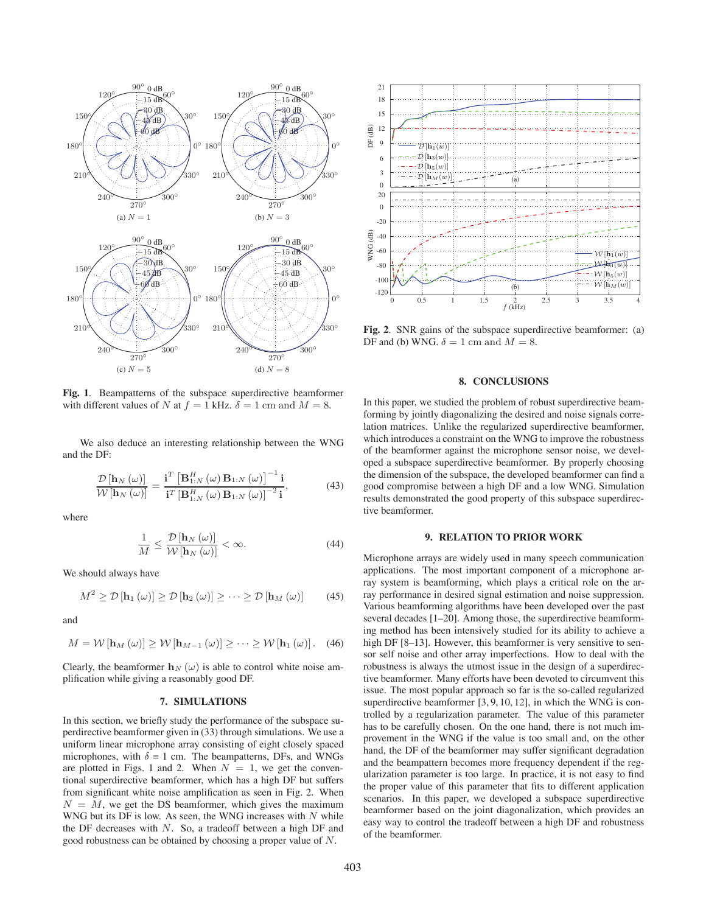Fig. 1. Beampatterns of the subspace superdirective beamformer with different values of $N$ at $f = 1$ kHz. $\delta = 1$ cm and $M = 8$.

We also deduce an interesting relationship between the WNG and the DF:

$$\frac{\mathcal{D}\left[\mathbf{h}_N(\omega)\right]}{\mathcal{W}\left[\mathbf{h}_N(\omega)\right]} = \frac{\mathbf{i}^T\left[\mathbf{B}_{1:N}^H(\omega)\mathbf{B}_{1:N}(\omega)\right]^{-1}\mathbf{i}}{\mathbf{i}^T\left[\mathbf{B}_{1:N}^H(\omega)\mathbf{B}_{1:N}(\omega)\right]^{-2}\mathbf{i}}, \tag{43}$$

where

$$\frac{1}{M} \leq \frac{\mathcal{D}\left[\mathbf{h}_N(\omega)\right]}{\mathcal{W}\left[\mathbf{h}_N(\omega)\right]} < \infty. \tag{44}$$

We should always have

$$M^2 \geq \mathcal{D}\left[\mathbf{h}_1(\omega)\right] \geq \mathcal{D}\left[\mathbf{h}_2(\omega)\right] \geq \cdots \geq \mathcal{D}\left[\mathbf{h}_M(\omega)\right] \tag{45}$$

and

$$M = \mathcal{W}\left[\mathbf{h}_M(\omega)\right] \geq \mathcal{W}\left[\mathbf{h}_{M-1}(\omega)\right] \geq \cdots \geq \mathcal{W}\left[\mathbf{h}_1(\omega)\right]. \tag{46}$$

Clearly, the beamformer $\mathbf{h}_N(\omega)$ is able to control white noise amplification while giving a reasonably good DF.

## 7. SIMULATIONS

In this section, we briefly study the performance of the subspace superdirective beamformer given in (33) through simulations. We use a uniform linear microphone array consisting of eight closely spaced microphones, with $\delta = 1$ cm. The beampatterns, DFs, and WNGs are plotted in Figs. 1 and 2. When $N = 1$, we get the conventional superdirective beamformer, which has a high DF but suffers from significant white noise amplification as seen in Fig. 2. When $N = M$, we get the DS beamformer, which gives the maximum WNG but its DF is low. As seen, the WNG increases with $N$ while the DF decreases with $N$. So, a tradeoff between a high DF and good robustness can be obtained by choosing a proper value of $N$.

Fig. 2. SNR gains of the subspace superdirective beamformer: (a) DF and (b) WNG. $\delta = 1$ cm and $M = 8$.

## 8. CONCLUSIONS

In this paper, we studied the problem of robust superdirective beamforming by jointly diagonalizing the desired and noise signals correlation matrices. Unlike the regularized superdirective beamformer, which introduces a constraint on the WNG to improve the robustness of the beamformer against the microphone sensor noise, we developed a subspace superdirective beamformer. By properly choosing the dimension of the subspace, the developed beamformer can find a good compromise between a high DF and a low WNG. Simulation results demonstrated the good property of this subspace superdirective beamformer.

## 9. RELATION TO PRIOR WORK

Microphone arrays are widely used in many speech communication applications. The most important component of a microphone array system is beamforming, which plays a critical role on the array performance in desired signal estimation and noise suppression. Various beamforming algorithms have been developed over the past several decades [1–20]. Among those, the superdirective beamforming method has been intensively studied for its ability to achieve a high DF [8–13]. However, this beamformer is very sensitive to sensor self noise and other array imperfections. How to deal with the robustness is always the utmost issue in the design of a superdirective beamformer. Many efforts have been devoted to circumvent this issue. The most popular approach so far is the so-called regularized superdirective beamformer [3, 9, 10, 12], in which the WNG is controlled by a regularization parameter. The value of this parameter has to be carefully chosen. On the one hand, there is not much improvement in the WNG if the value is too small and, on the other hand, the DF of the beamformer may suffer significant degradation and the beampattern becomes more frequency dependent if the regularization parameter is too large. In practice, it is not easy to find the proper value of this parameter that fits to different application scenarios. In this paper, we developed a subspace superdirective beamformer based on the joint diagonalization, which provides an easy way to control the tradeoff between a high DF and robustness of the beamformer.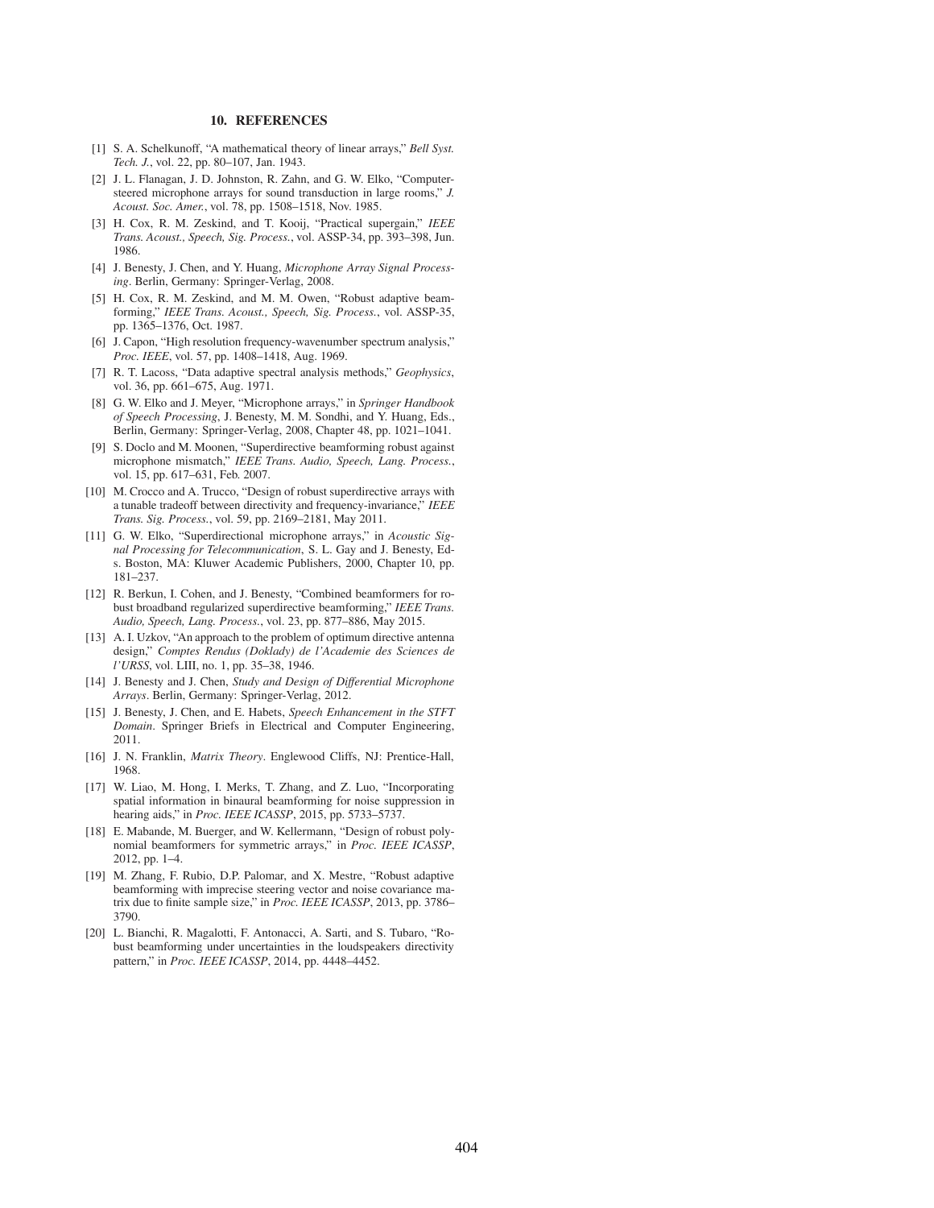### 10. REFERENCES

[1] S. A. Schelkunoff, "A mathematical theory of linear arrays," *Bell Syst. Tech. J.*, vol. 22, pp. 80–107, Jan. 1943.

[2] J. L. Flanagan, J. D. Johnston, R. Zahn, and G. W. Elko, "Computer-steered microphone arrays for sound transduction in large rooms," *J. Acoust. Soc. Amer.*, vol. 78, pp. 1508–1518, Nov. 1985.

[3] H. Cox, R. M. Zeskind, and T. Kooij, "Practical supergain," *IEEE Trans. Acoust., Speech, Sig. Process.*, vol. ASSP-34, pp. 393–398, Jun. 1986.

[4] J. Benesty, J. Chen, and Y. Huang, *Microphone Array Signal Processing*. Berlin, Germany: Springer-Verlag, 2008.

[5] H. Cox, R. M. Zeskind, and M. M. Owen, "Robust adaptive beamforming," *IEEE Trans. Acoust., Speech, Sig. Process.*, vol. ASSP-35, pp. 1365–1376, Oct. 1987.

[6] J. Capon, "High resolution frequency-wavenumber spectrum analysis," *Proc. IEEE*, vol. 57, pp. 1408–1418, Aug. 1969.

[7] R. T. Lacoss, "Data adaptive spectral analysis methods," *Geophysics*, vol. 36, pp. 661–675, Aug. 1971.

[8] G. W. Elko and J. Meyer, "Microphone arrays," in *Springer Handbook of Speech Processing*, J. Benesty, M. M. Sondhi, and Y. Huang, Eds., Berlin, Germany: Springer-Verlag, 2008, Chapter 48, pp. 1021–1041.

[9] S. Doclo and M. Moonen, "Superdirective beamforming robust against microphone mismatch," *IEEE Trans. Audio, Speech, Lang. Process.*, vol. 15, pp. 617–631, Feb. 2007.

[10] M. Crocco and A. Trucco, "Design of robust superdirective arrays with a tunable tradeoff between directivity and frequency-invariance," *IEEE Trans. Sig. Process.*, vol. 59, pp. 2169–2181, May 2011.

[11] G. W. Elko, "Superdirectional microphone arrays," in *Acoustic Signal Processing for Telecommunication*, S. L. Gay and J. Benesty, Eds. Boston, MA: Kluwer Academic Publishers, 2000, Chapter 10, pp. 181–237.

[12] R. Berkun, I. Cohen, and J. Benesty, "Combined beamformers for robust broadband regularized superdirective beamforming," *IEEE Trans. Audio, Speech, Lang. Process.*, vol. 23, pp. 877–886, May 2015.

[13] A. I. Uzkov, "An approach to the problem of optimum directive antenna design," *Comptes Rendus (Doklady) de l'Academie des Sciences de l'URSS*, vol. LIII, no. 1, pp. 35–38, 1946.

[14] J. Benesty and J. Chen, *Study and Design of Differential Microphone Arrays*. Berlin, Germany: Springer-Verlag, 2012.

[15] J. Benesty, J. Chen, and E. Habets, *Speech Enhancement in the STFT Domain*. Springer Briefs in Electrical and Computer Engineering, 2011.

[16] J. N. Franklin, *Matrix Theory*. Englewood Cliffs, NJ: Prentice-Hall, 1968.

[17] W. Liao, M. Hong, I. Merks, T. Zhang, and Z. Luo, "Incorporating spatial information in binaural beamforming for noise suppression in hearing aids," in *Proc. IEEE ICASSP*, 2015, pp. 5733–5737.

[18] E. Mabande, M. Buerger, and W. Kellermann, "Design of robust polynomial beamformers for symmetric arrays," in *Proc. IEEE ICASSP*, 2012, pp. 1–4.

[19] M. Zhang, F. Rubio, D.P. Palomar, and X. Mestre, "Robust adaptive beamforming with imprecise steering vector and noise covariance matrix due to finite sample size," in *Proc. IEEE ICASSP*, 2013, pp. 3786–3790.

[20] L. Bianchi, R. Magalotti, F. Antonacci, A. Sarti, and S. Tubaro, "Robust beamforming under uncertainties in the loudspeakers directivity pattern," in *Proc. IEEE ICASSP*, 2014, pp. 4448–4452.